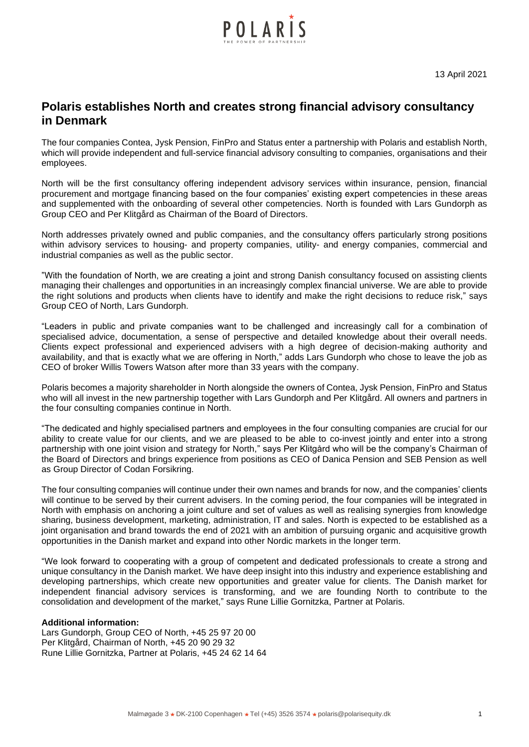13 April 2021

## Polaris establishes North and creates strong financial advisory consultancy in Denmark

The four companies Contea, Jysk Pension, FinPro and Status enter a partnership with Polaris and establish North, which will provide independent and full-service financial advisory consulting to companies, organisations and their employees.

North will be the first consultancy offering independent advisory services within insurance, pension, financial procurement and mortgage financing based on the four companies' existing expert competencies in these areas and supplemented with the onboarding of several other competencies. North is founded with Lars Gundorph as Group CEO and Per Klitgård as Chairman of the Board of Directors.

North addresses privately owned and public companies, and the consultancy offers particularly strong positions within advisory services to housing- and property companies, utility- and energy companies, commercial and industrial companies as well as the public sector.

"With the foundation of North, we are creating a joint and strong Danish consultancy focused on assisting clients managing their challenges and opportunities in an increasingly complex financial universe. We are able to provide the right solutions and products when clients have to identify and make the right decisions to reduce risk," says Group CEO of North, Lars Gundorph.

"Leaders in public and private companies want to be challenged and increasingly call for a combination of specialised advice, documentation, a sense of perspective and detailed knowledge about their overall needs. Clients expect professional and experienced advisers with a high degree of decision-making authority and availability, and that is exactly what we are offering in North," adds Lars Gundorph who chose to leave the job as CEO of broker Willis Towers Watson after more than 33 years with the company.

Polaris becomes a majority shareholder in North alongside the owners of Contea, Jysk Pension, FinPro and Status who will all invest in the new partnership together with Lars Gundorph and Per Klitgård. All owners and partners in the four consulting companies continue in North.

"The dedicated and highly specialised partners and employees in the four consulting companies are crucial for our ability to create value for our clients, and we are pleased to be able to co-invest jointly and enter into a strong partnership with one joint vision and strategy for North," says Per Klitgård who will be the company's Chairman of the Board of Directors and brings experience from positions as CEO of Danica Pension and SEB Pension as well as Group Director of Codan Forsikring.

The four consulting companies will continue under their own names and brands for now, and the companies' clients will continue to be served by their current advisers. In the coming period, the four companies will be integrated in North with emphasis on anchoring a joint culture and set of values as well as realising synergies from knowledge sharing, business development, marketing, administration, IT and sales. North is expected to be established as a joint organisation and brand towards the end of 2021 with an ambition of pursuing organic and acquisitive growth opportunities in the Danish market and expand into other Nordic markets in the longer term.

"We look forward to cooperating with a group of competent and dedicated professionals to create a strong and unique consultancy in the Danish market. We have deep insight into this industry and experience establishing and developing partnerships, which create new opportunities and greater value for clients. The Danish market for independent financial advisory services is transforming, and we are founding North to contribute to the consolidation and development of the market," says Rune Lillie Gornitzka, Partner at Polaris.

**Additional information:**
Lars Gundorph, Group CEO of North, +45 25 97 20 00
Per Klitgård, Chairman of North, +45 20 90 29 32
Rune Lillie Gornitzka, Partner at Polaris, +45 24 62 14 64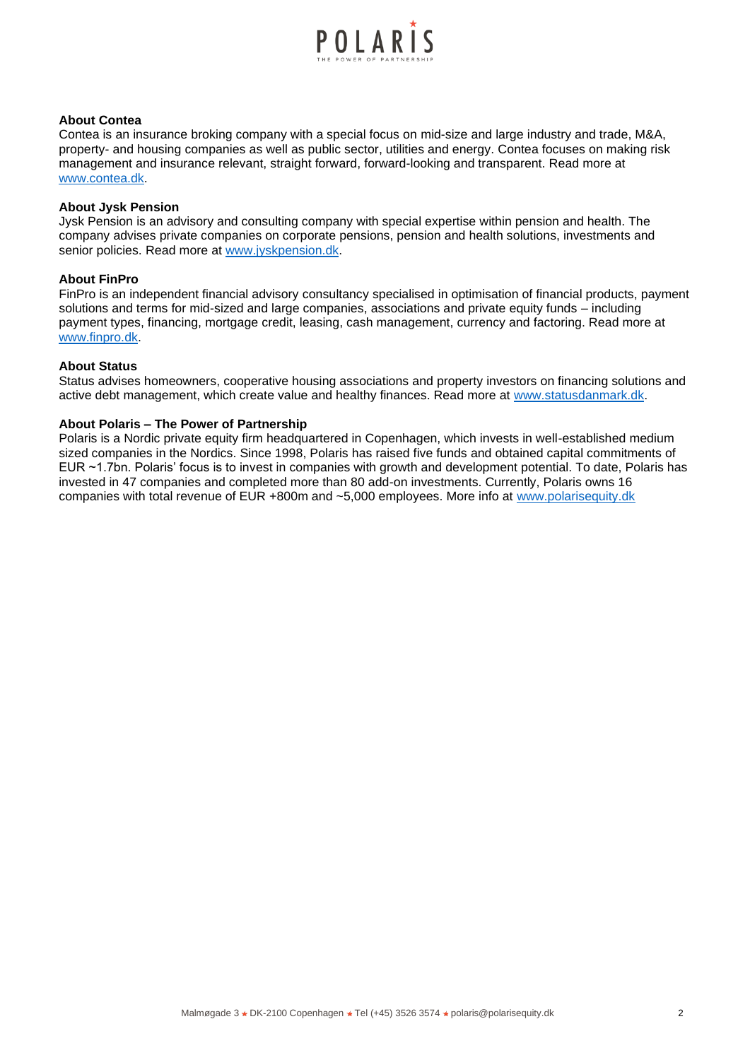### About Contea

Contea is an insurance broking company with a special focus on mid-size and large industry and trade, M&A, property- and housing companies as well as public sector, utilities and energy. Contea focuses on making risk management and insurance relevant, straight forward, forward-looking and transparent. Read more at www.contea.dk.

### About Jysk Pension

Jysk Pension is an advisory and consulting company with special expertise within pension and health. The company advises private companies on corporate pensions, pension and health solutions, investments and senior policies. Read more at www.jyskpension.dk.

### About FinPro

FinPro is an independent financial advisory consultancy specialised in optimisation of financial products, payment solutions and terms for mid-sized and large companies, associations and private equity funds – including payment types, financing, mortgage credit, leasing, cash management, currency and factoring. Read more at www.finpro.dk.

### About Status

Status advises homeowners, cooperative housing associations and property investors on financing solutions and active debt management, which create value and healthy finances. Read more at www.statusdanmark.dk.

### About Polaris – The Power of Partnership

Polaris is a Nordic private equity firm headquartered in Copenhagen, which invests in well-established medium sized companies in the Nordics. Since 1998, Polaris has raised five funds and obtained capital commitments of EUR ~1.7bn. Polaris' focus is to invest in companies with growth and development potential. To date, Polaris has invested in 47 companies and completed more than 80 add-on investments. Currently, Polaris owns 16 companies with total revenue of EUR +800m and ~5,000 employees. More info at www.polarisequity.dk